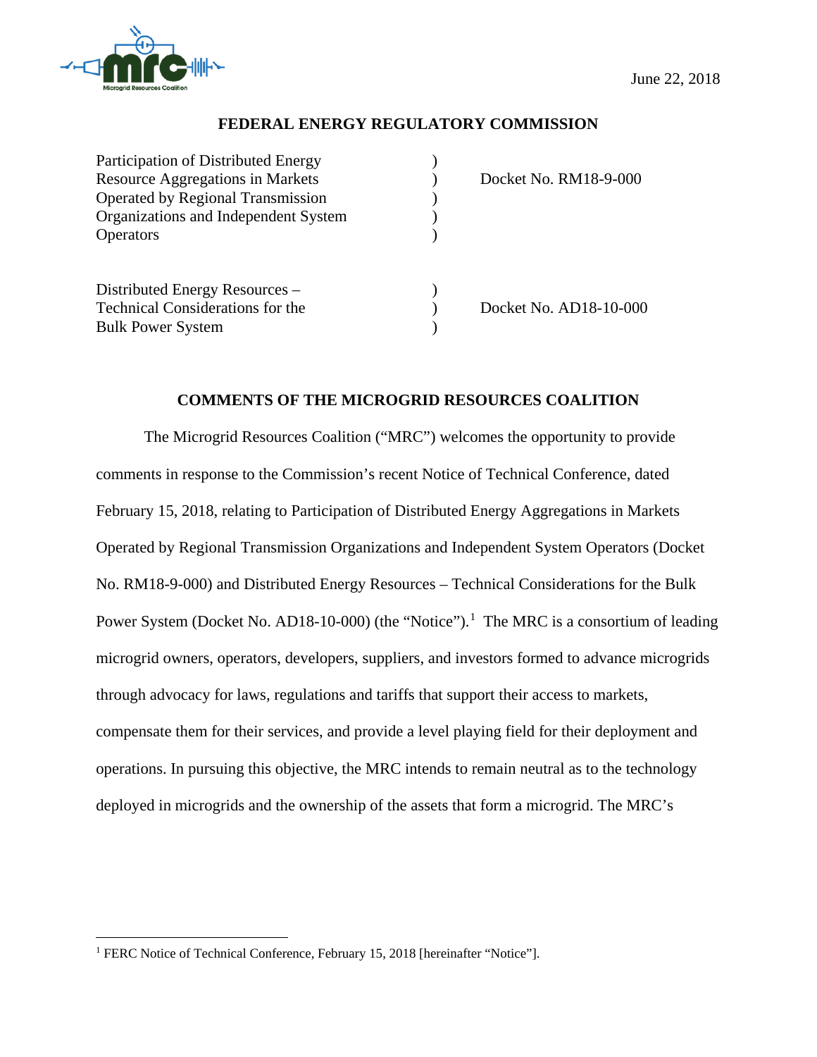June 22, 2018

**FEDERAL ENERGY REGULATORY COMMISSION**

| | | |
|---|---|---|
| Participation of Distributed Energy Resource Aggregations in Markets Operated by Regional Transmission Organizations and Independent System Operators | ) | Docket No. RM18-9-000 |
| Distributed Energy Resources – Technical Considerations for the Bulk Power System | ) | Docket No. AD18-10-000 |

**COMMENTS OF THE MICROGRID RESOURCES COALITION**

The Microgrid Resources Coalition ("MRC") welcomes the opportunity to provide comments in response to the Commission's recent Notice of Technical Conference, dated February 15, 2018, relating to Participation of Distributed Energy Aggregations in Markets Operated by Regional Transmission Organizations and Independent System Operators (Docket No. RM18-9-000) and Distributed Energy Resources – Technical Considerations for the Bulk Power System (Docket No. AD18-10-000) (the "Notice").[1] The MRC is a consortium of leading microgrid owners, operators, developers, suppliers, and investors formed to advance microgrids through advocacy for laws, regulations and tariffs that support their access to markets, compensate them for their services, and provide a level playing field for their deployment and operations. In pursuing this objective, the MRC intends to remain neutral as to the technology deployed in microgrids and the ownership of the assets that form a microgrid. The MRC's

[1] FERC Notice of Technical Conference, February 15, 2018 [hereinafter "Notice"].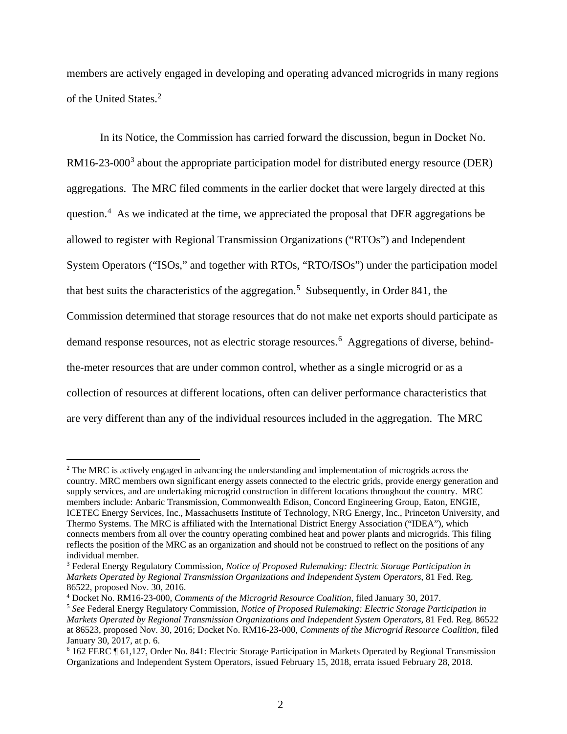members are actively engaged in developing and operating advanced microgrids in many regions of the United States.[2]

In its Notice, the Commission has carried forward the discussion, begun in Docket No. RM16-23-000[3] about the appropriate participation model for distributed energy resource (DER) aggregations. The MRC filed comments in the earlier docket that were largely directed at this question.[4] As we indicated at the time, we appreciated the proposal that DER aggregations be allowed to register with Regional Transmission Organizations ("RTOs") and Independent System Operators ("ISOs," and together with RTOs, "RTO/ISOs") under the participation model that best suits the characteristics of the aggregation.[5] Subsequently, in Order 841, the Commission determined that storage resources that do not make net exports should participate as demand response resources, not as electric storage resources.[6] Aggregations of diverse, behind-the-meter resources that are under common control, whether as a single microgrid or as a collection of resources at different locations, often can deliver performance characteristics that are very different than any of the individual resources included in the aggregation. The MRC

---

[2] The MRC is actively engaged in advancing the understanding and implementation of microgrids across the country. MRC members own significant energy assets connected to the electric grids, provide energy generation and supply services, and are undertaking microgrid construction in different locations throughout the country. MRC members include: Anbaric Transmission, Commonwealth Edison, Concord Engineering Group, Eaton, ENGIE, ICETEC Energy Services, Inc., Massachusetts Institute of Technology, NRG Energy, Inc., Princeton University, and Thermo Systems. The MRC is affiliated with the International District Energy Association ("IDEA"), which connects members from all over the country operating combined heat and power plants and microgrids. This filing reflects the position of the MRC as an organization and should not be construed to reflect on the positions of any individual member.

[3] Federal Energy Regulatory Commission, *Notice of Proposed Rulemaking: Electric Storage Participation in Markets Operated by Regional Transmission Organizations and Independent System Operators*, 81 Fed. Reg. 86522, proposed Nov. 30, 2016.

[4] Docket No. RM16-23-000, *Comments of the Microgrid Resource Coalition*, filed January 30, 2017.

[5] *See* Federal Energy Regulatory Commission, *Notice of Proposed Rulemaking: Electric Storage Participation in Markets Operated by Regional Transmission Organizations and Independent System Operators*, 81 Fed. Reg. 86522 at 86523, proposed Nov. 30, 2016; Docket No. RM16-23-000, *Comments of the Microgrid Resource Coalition*, filed January 30, 2017, at p. 6.

[6] 162 FERC ¶ 61,127, Order No. 841: Electric Storage Participation in Markets Operated by Regional Transmission Organizations and Independent System Operators, issued February 15, 2018, errata issued February 28, 2018.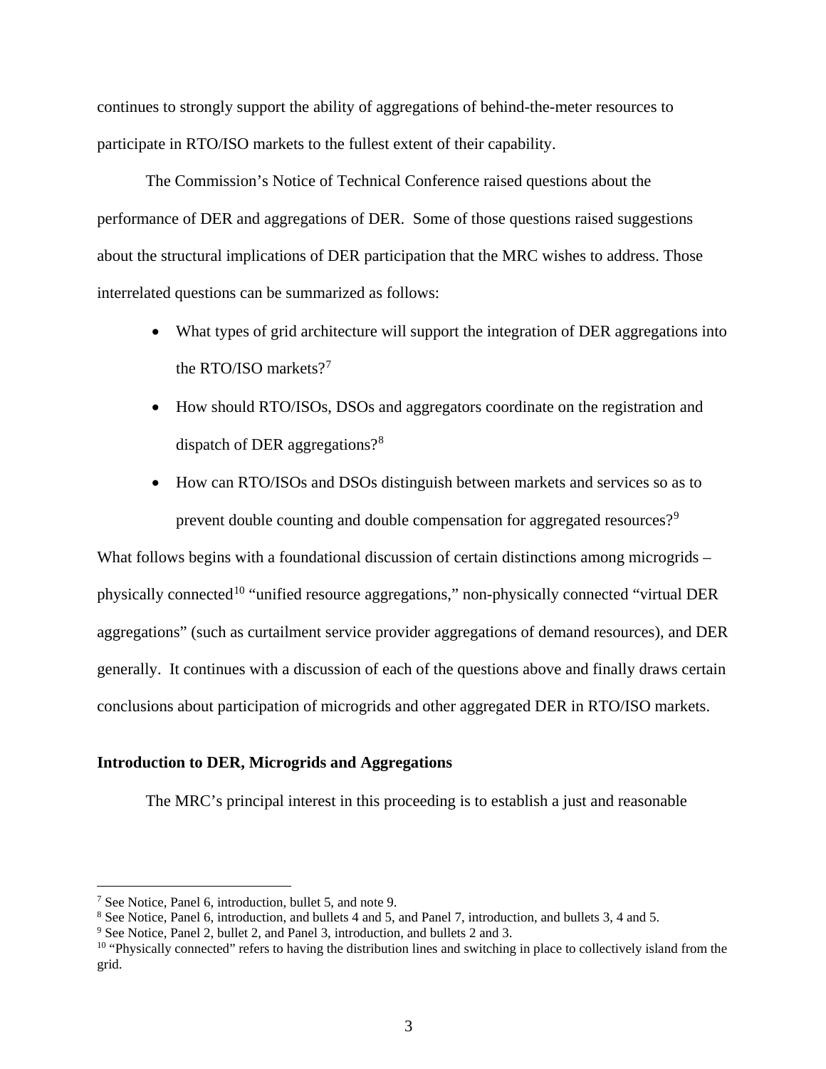continues to strongly support the ability of aggregations of behind-the-meter resources to participate in RTO/ISO markets to the fullest extent of their capability.

The Commission's Notice of Technical Conference raised questions about the performance of DER and aggregations of DER. Some of those questions raised suggestions about the structural implications of DER participation that the MRC wishes to address. Those interrelated questions can be summarized as follows:

- What types of grid architecture will support the integration of DER aggregations into the RTO/ISO markets?[7]
- How should RTO/ISOs, DSOs and aggregators coordinate on the registration and dispatch of DER aggregations?[8]
- How can RTO/ISOs and DSOs distinguish between markets and services so as to prevent double counting and double compensation for aggregated resources?[9]

What follows begins with a foundational discussion of certain distinctions among microgrids – physically connected[10] "unified resource aggregations," non-physically connected "virtual DER aggregations" (such as curtailment service provider aggregations of demand resources), and DER generally. It continues with a discussion of each of the questions above and finally draws certain conclusions about participation of microgrids and other aggregated DER in RTO/ISO markets.

**Introduction to DER, Microgrids and Aggregations**

The MRC's principal interest in this proceeding is to establish a just and reasonable

---

[7] See Notice, Panel 6, introduction, bullet 5, and note 9.

[8] See Notice, Panel 6, introduction, and bullets 4 and 5, and Panel 7, introduction, and bullets 3, 4 and 5.

[9] See Notice, Panel 2, bullet 2, and Panel 3, introduction, and bullets 2 and 3.

[10] "Physically connected" refers to having the distribution lines and switching in place to collectively island from the grid.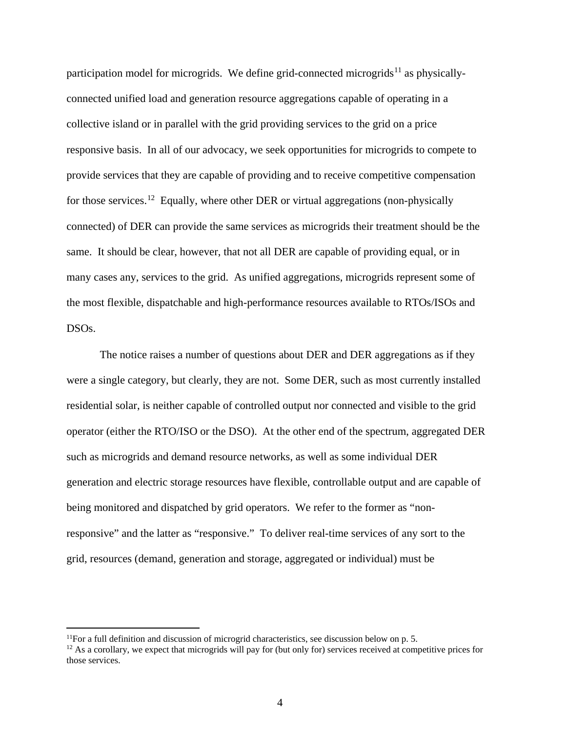participation model for microgrids. We define grid-connected microgrids[11] as physically-connected unified load and generation resource aggregations capable of operating in a collective island or in parallel with the grid providing services to the grid on a price responsive basis. In all of our advocacy, we seek opportunities for microgrids to compete to provide services that they are capable of providing and to receive competitive compensation for those services.[12] Equally, where other DER or virtual aggregations (non-physically connected) of DER can provide the same services as microgrids their treatment should be the same. It should be clear, however, that not all DER are capable of providing equal, or in many cases any, services to the grid. As unified aggregations, microgrids represent some of the most flexible, dispatchable and high-performance resources available to RTOs/ISOs and DSOs.

The notice raises a number of questions about DER and DER aggregations as if they were a single category, but clearly, they are not. Some DER, such as most currently installed residential solar, is neither capable of controlled output nor connected and visible to the grid operator (either the RTO/ISO or the DSO). At the other end of the spectrum, aggregated DER such as microgrids and demand resource networks, as well as some individual DER generation and electric storage resources have flexible, controllable output and are capable of being monitored and dispatched by grid operators. We refer to the former as "non-responsive" and the latter as "responsive." To deliver real-time services of any sort to the grid, resources (demand, generation and storage, aggregated or individual) must be

---

[11] For a full definition and discussion of microgrid characteristics, see discussion below on p. 5.

[12] As a corollary, we expect that microgrids will pay for (but only for) services received at competitive prices for those services.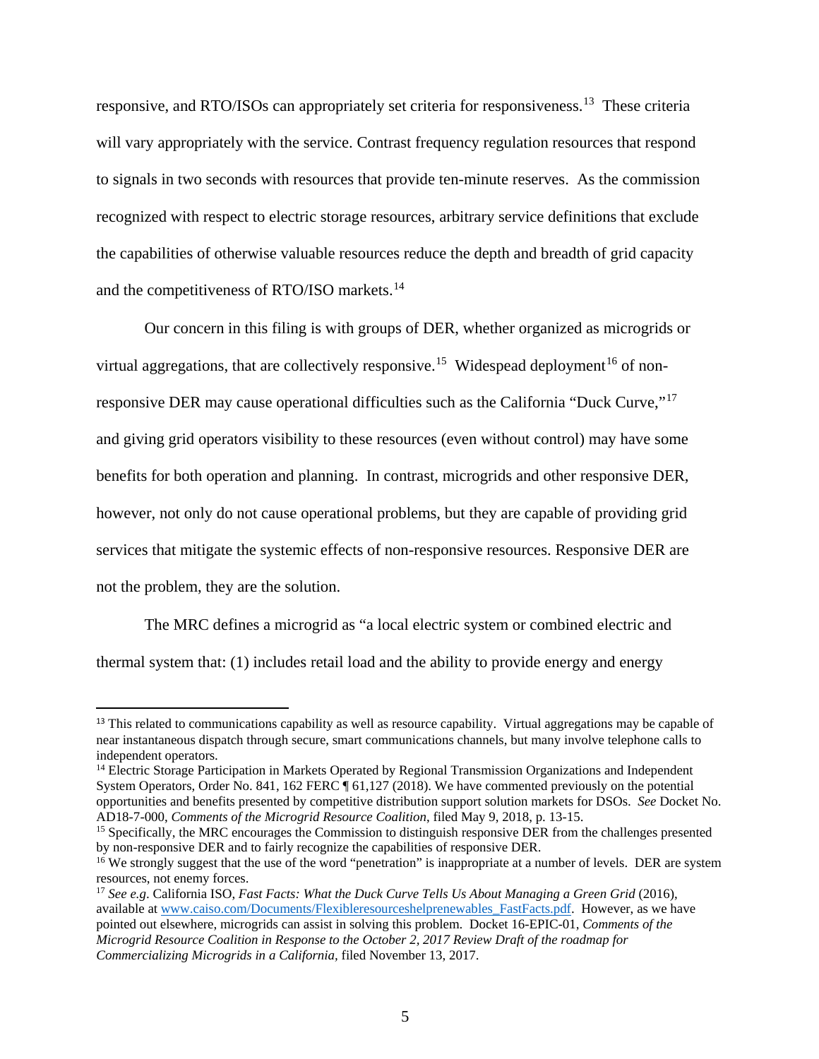responsive, and RTO/ISOs can appropriately set criteria for responsiveness.[13] These criteria will vary appropriately with the service. Contrast frequency regulation resources that respond to signals in two seconds with resources that provide ten-minute reserves. As the commission recognized with respect to electric storage resources, arbitrary service definitions that exclude the capabilities of otherwise valuable resources reduce the depth and breadth of grid capacity and the competitiveness of RTO/ISO markets.[14]

Our concern in this filing is with groups of DER, whether organized as microgrids or virtual aggregations, that are collectively responsive.[15] Widespread deployment[16] of non-responsive DER may cause operational difficulties such as the California "Duck Curve,"[17] and giving grid operators visibility to these resources (even without control) may have some benefits for both operation and planning. In contrast, microgrids and other responsive DER, however, not only do not cause operational problems, but they are capable of providing grid services that mitigate the systemic effects of non-responsive resources. Responsive DER are not the problem, they are the solution.

The MRC defines a microgrid as "a local electric system or combined electric and thermal system that: (1) includes retail load and the ability to provide energy and energy

---

[13] This related to communications capability as well as resource capability. Virtual aggregations may be capable of near instantaneous dispatch through secure, smart communications channels, but many involve telephone calls to independent operators.

[14] Electric Storage Participation in Markets Operated by Regional Transmission Organizations and Independent System Operators, Order No. 841, 162 FERC ¶ 61,127 (2018). We have commented previously on the potential opportunities and benefits presented by competitive distribution support solution markets for DSOs. *See* Docket No. AD18-7-000, *Comments of the Microgrid Resource Coalition*, filed May 9, 2018, p. 13-15.

[15] Specifically, the MRC encourages the Commission to distinguish responsive DER from the challenges presented by non-responsive DER and to fairly recognize the capabilities of responsive DER.

[16] We strongly suggest that the use of the word "penetration" is inappropriate at a number of levels. DER are system resources, not enemy forces.

[17] *See e.g*. California ISO, *Fast Facts: What the Duck Curve Tells Us About Managing a Green Grid* (2016), available at www.caiso.com/Documents/Flexibleresourceshelprenewables_FastFacts.pdf. However, as we have pointed out elsewhere, microgrids can assist in solving this problem. Docket 16-EPIC-01, *Comments of the Microgrid Resource Coalition in Response to the October 2, 2017 Review Draft of the roadmap for Commercializing Microgrids in a California,* filed November 13, 2017.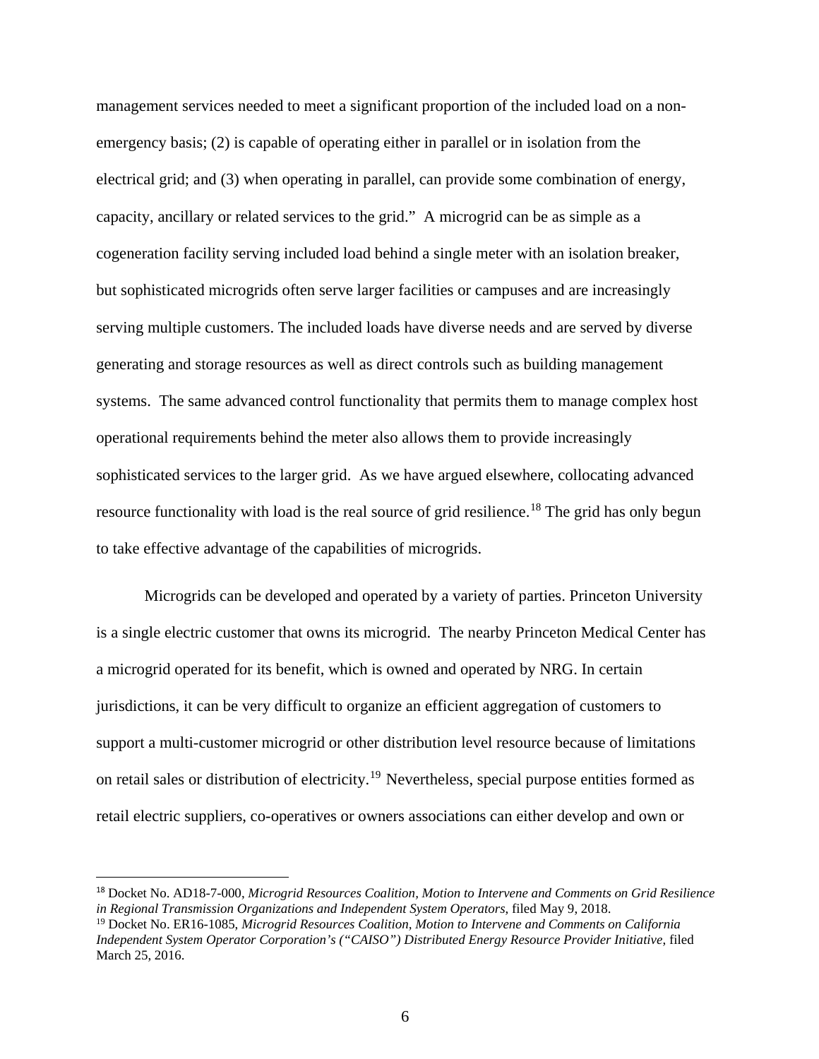management services needed to meet a significant proportion of the included load on a non-emergency basis; (2) is capable of operating either in parallel or in isolation from the electrical grid; and (3) when operating in parallel, can provide some combination of energy, capacity, ancillary or related services to the grid." A microgrid can be as simple as a cogeneration facility serving included load behind a single meter with an isolation breaker, but sophisticated microgrids often serve larger facilities or campuses and are increasingly serving multiple customers. The included loads have diverse needs and are served by diverse generating and storage resources as well as direct controls such as building management systems. The same advanced control functionality that permits them to manage complex host operational requirements behind the meter also allows them to provide increasingly sophisticated services to the larger grid. As we have argued elsewhere, collocating advanced resource functionality with load is the real source of grid resilience.[18] The grid has only begun to take effective advantage of the capabilities of microgrids.

Microgrids can be developed and operated by a variety of parties. Princeton University is a single electric customer that owns its microgrid. The nearby Princeton Medical Center has a microgrid operated for its benefit, which is owned and operated by NRG. In certain jurisdictions, it can be very difficult to organize an efficient aggregation of customers to support a multi-customer microgrid or other distribution level resource because of limitations on retail sales or distribution of electricity.[19] Nevertheless, special purpose entities formed as retail electric suppliers, co-operatives or owners associations can either develop and own or

---

[18] Docket No. AD18-7-000, *Microgrid Resources Coalition, Motion to Intervene and Comments on Grid Resilience in Regional Transmission Organizations and Independent System Operators*, filed May 9, 2018.

[19] Docket No. ER16-1085, *Microgrid Resources Coalition, Motion to Intervene and Comments on California Independent System Operator Corporation's ("CAISO") Distributed Energy Resource Provider Initiative*, filed March 25, 2016.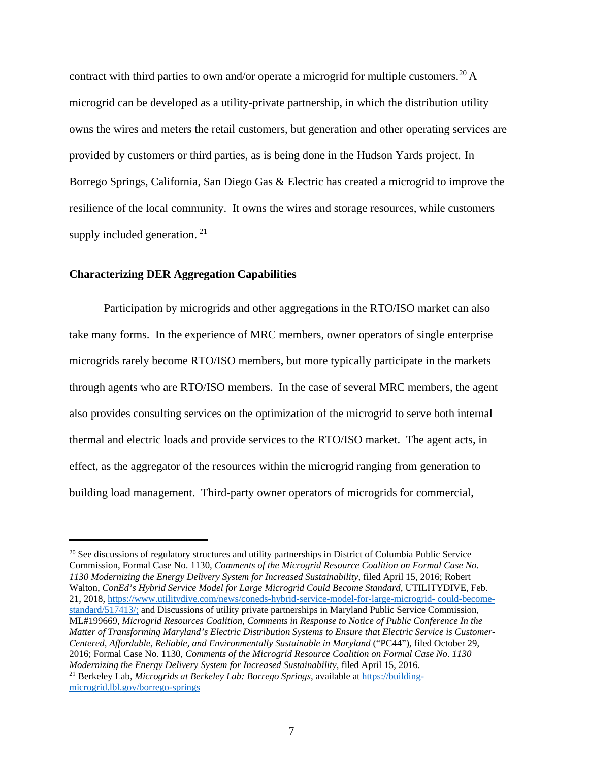contract with third parties to own and/or operate a microgrid for multiple customers.[20] A microgrid can be developed as a utility-private partnership, in which the distribution utility owns the wires and meters the retail customers, but generation and other operating services are provided by customers or third parties, as is being done in the Hudson Yards project. In Borrego Springs, California, San Diego Gas & Electric has created a microgrid to improve the resilience of the local community. It owns the wires and storage resources, while customers supply included generation. [21]

**Characterizing DER Aggregation Capabilities**

Participation by microgrids and other aggregations in the RTO/ISO market can also take many forms. In the experience of MRC members, owner operators of single enterprise microgrids rarely become RTO/ISO members, but more typically participate in the markets through agents who are RTO/ISO members. In the case of several MRC members, the agent also provides consulting services on the optimization of the microgrid to serve both internal thermal and electric loads and provide services to the RTO/ISO market. The agent acts, in effect, as the aggregator of the resources within the microgrid ranging from generation to building load management. Third-party owner operators of microgrids for commercial,

---

[20] See discussions of regulatory structures and utility partnerships in District of Columbia Public Service Commission, Formal Case No. 1130, *Comments of the Microgrid Resource Coalition on Formal Case No. 1130 Modernizing the Energy Delivery System for Increased Sustainability*, filed April 15, 2016; Robert Walton, *ConEd's Hybrid Service Model for Large Microgrid Could Become Standard*, UTILITYDIVE, Feb. 21, 2018, https://www.utilitydive.com/news/coneds-hybrid-service-model-for-large-microgrid- could-become-standard/517413/; and Discussions of utility private partnerships in Maryland Public Service Commission, ML#199669, *Microgrid Resources Coalition, Comments in Response to Notice of Public Conference In the Matter of Transforming Maryland's Electric Distribution Systems to Ensure that Electric Service is Customer-Centered, Affordable, Reliable, and Environmentally Sustainable in Maryland* ("PC44"), filed October 29, 2016; Formal Case No. 1130, *Comments of the Microgrid Resource Coalition on Formal Case No. 1130 Modernizing the Energy Delivery System for Increased Sustainability*, filed April 15, 2016.

[21] Berkeley Lab, *Microgrids at Berkeley Lab: Borrego Springs*, available at https://building-microgrid.lbl.gov/borrego-springs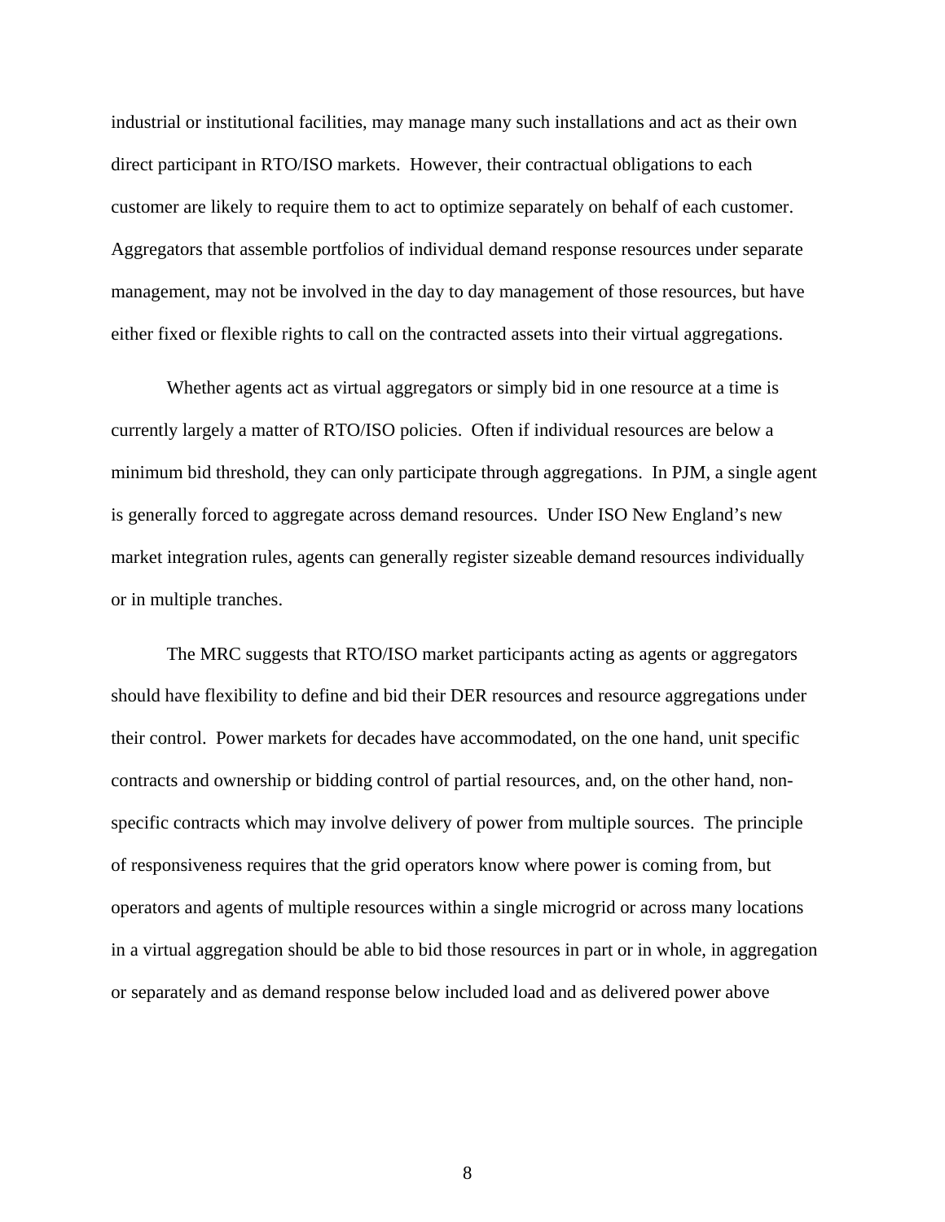industrial or institutional facilities, may manage many such installations and act as their own direct participant in RTO/ISO markets. However, their contractual obligations to each customer are likely to require them to act to optimize separately on behalf of each customer. Aggregators that assemble portfolios of individual demand response resources under separate management, may not be involved in the day to day management of those resources, but have either fixed or flexible rights to call on the contracted assets into their virtual aggregations.

Whether agents act as virtual aggregators or simply bid in one resource at a time is currently largely a matter of RTO/ISO policies. Often if individual resources are below a minimum bid threshold, they can only participate through aggregations. In PJM, a single agent is generally forced to aggregate across demand resources. Under ISO New England's new market integration rules, agents can generally register sizeable demand resources individually or in multiple tranches.

The MRC suggests that RTO/ISO market participants acting as agents or aggregators should have flexibility to define and bid their DER resources and resource aggregations under their control. Power markets for decades have accommodated, on the one hand, unit specific contracts and ownership or bidding control of partial resources, and, on the other hand, non-specific contracts which may involve delivery of power from multiple sources. The principle of responsiveness requires that the grid operators know where power is coming from, but operators and agents of multiple resources within a single microgrid or across many locations in a virtual aggregation should be able to bid those resources in part or in whole, in aggregation or separately and as demand response below included load and as delivered power above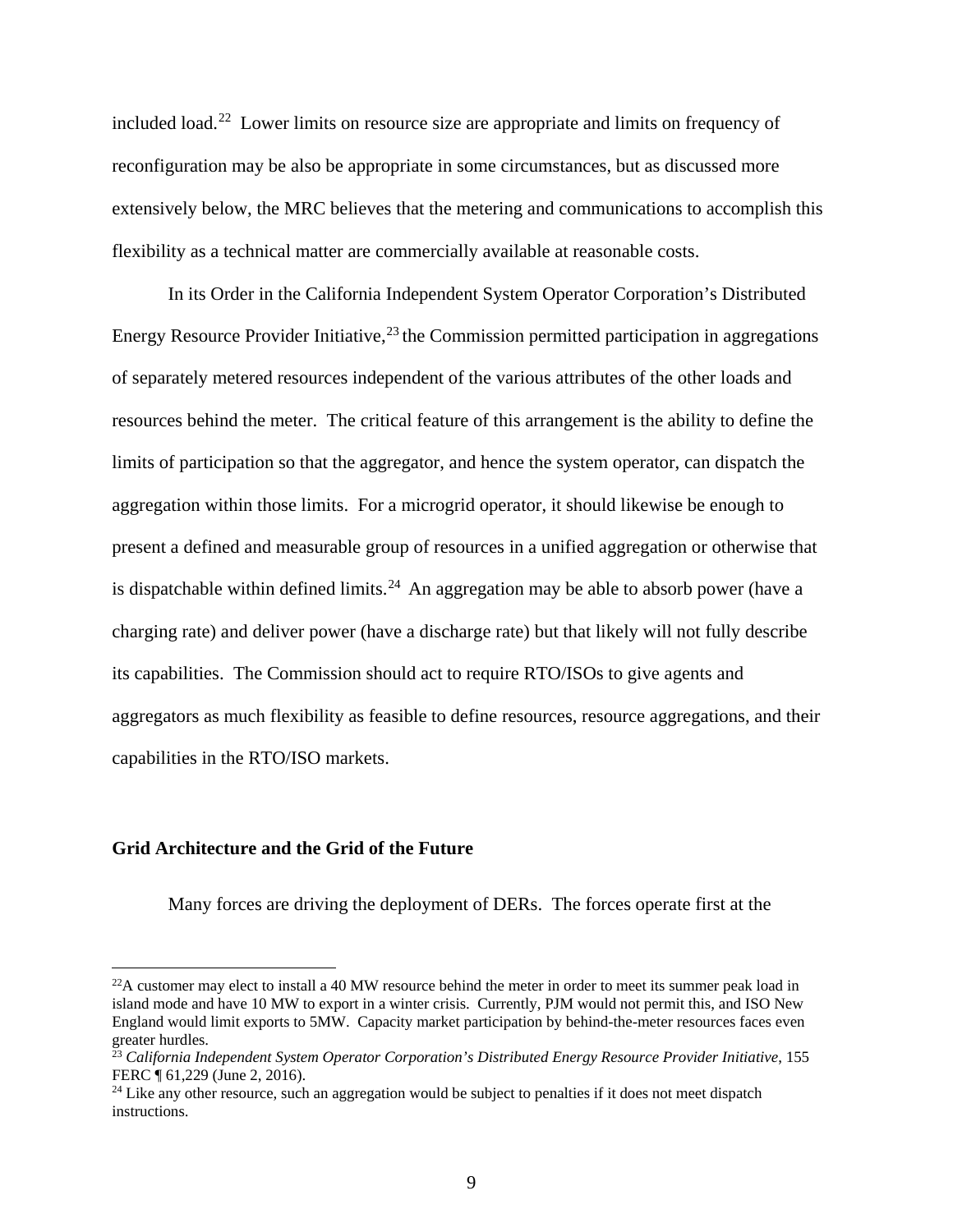included load.[22] Lower limits on resource size are appropriate and limits on frequency of reconfiguration may be also be appropriate in some circumstances, but as discussed more extensively below, the MRC believes that the metering and communications to accomplish this flexibility as a technical matter are commercially available at reasonable costs.

In its Order in the California Independent System Operator Corporation's Distributed Energy Resource Provider Initiative,[23] the Commission permitted participation in aggregations of separately metered resources independent of the various attributes of the other loads and resources behind the meter. The critical feature of this arrangement is the ability to define the limits of participation so that the aggregator, and hence the system operator, can dispatch the aggregation within those limits. For a microgrid operator, it should likewise be enough to present a defined and measurable group of resources in a unified aggregation or otherwise that is dispatchable within defined limits.[24] An aggregation may be able to absorb power (have a charging rate) and deliver power (have a discharge rate) but that likely will not fully describe its capabilities. The Commission should act to require RTO/ISOs to give agents and aggregators as much flexibility as feasible to define resources, resource aggregations, and their capabilities in the RTO/ISO markets.

**Grid Architecture and the Grid of the Future**

Many forces are driving the deployment of DERs. The forces operate first at the

---

[22] A customer may elect to install a 40 MW resource behind the meter in order to meet its summer peak load in island mode and have 10 MW to export in a winter crisis. Currently, PJM would not permit this, and ISO New England would limit exports to 5MW. Capacity market participation by behind-the-meter resources faces even greater hurdles.

[23] *California Independent System Operator Corporation's Distributed Energy Resource Provider Initiative*, 155 FERC ¶ 61,229 (June 2, 2016).

[24] Like any other resource, such an aggregation would be subject to penalties if it does not meet dispatch instructions.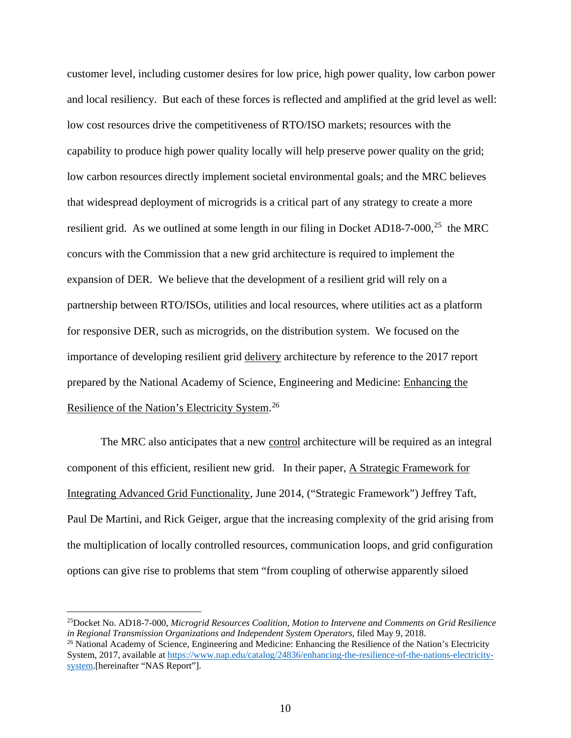customer level, including customer desires for low price, high power quality, low carbon power and local resiliency. But each of these forces is reflected and amplified at the grid level as well: low cost resources drive the competitiveness of RTO/ISO markets; resources with the capability to produce high power quality locally will help preserve power quality on the grid; low carbon resources directly implement societal environmental goals; and the MRC believes that widespread deployment of microgrids is a critical part of any strategy to create a more resilient grid. As we outlined at some length in our filing in Docket AD18-7-000,[25] the MRC concurs with the Commission that a new grid architecture is required to implement the expansion of DER. We believe that the development of a resilient grid will rely on a partnership between RTO/ISOs, utilities and local resources, where utilities act as a platform for responsive DER, such as microgrids, on the distribution system. We focused on the importance of developing resilient grid <u>delivery</u> architecture by reference to the 2017 report prepared by the National Academy of Science, Engineering and Medicine: <u>Enhancing the Resilience of the Nation's Electricity System</u>.[26]

The MRC also anticipates that a new <u>control</u> architecture will be required as an integral component of this efficient, resilient new grid. In their paper, <u>A Strategic Framework for Integrating Advanced Grid Functionality</u>, June 2014, ("Strategic Framework") Jeffrey Taft, Paul De Martini, and Rick Geiger, argue that the increasing complexity of the grid arising from the multiplication of locally controlled resources, communication loops, and grid configuration options can give rise to problems that stem "from coupling of otherwise apparently siloed

---

[25] Docket No. AD18-7-000, *Microgrid Resources Coalition, Motion to Intervene and Comments on Grid Resilience in Regional Transmission Organizations and Independent System Operators*, filed May 9, 2018.

[26] National Academy of Science, Engineering and Medicine: Enhancing the Resilience of the Nation's Electricity System, 2017, available at https://www.nap.edu/catalog/24836/enhancing-the-resilience-of-the-nations-electricity-system.[hereinafter "NAS Report"].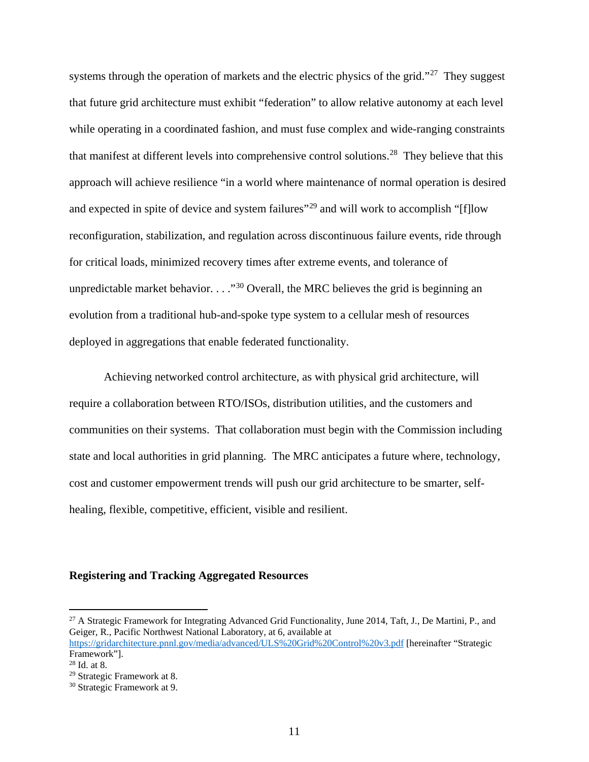systems through the operation of markets and the electric physics of the grid."[27] They suggest that future grid architecture must exhibit "federation" to allow relative autonomy at each level while operating in a coordinated fashion, and must fuse complex and wide-ranging constraints that manifest at different levels into comprehensive control solutions.[28] They believe that this approach will achieve resilience "in a world where maintenance of normal operation is desired and expected in spite of device and system failures"[29] and will work to accomplish "[f]low reconfiguration, stabilization, and regulation across discontinuous failure events, ride through for critical loads, minimized recovery times after extreme events, and tolerance of unpredictable market behavior. . . ."[30] Overall, the MRC believes the grid is beginning an evolution from a traditional hub-and-spoke type system to a cellular mesh of resources deployed in aggregations that enable federated functionality.

Achieving networked control architecture, as with physical grid architecture, will require a collaboration between RTO/ISOs, distribution utilities, and the customers and communities on their systems. That collaboration must begin with the Commission including state and local authorities in grid planning. The MRC anticipates a future where, technology, cost and customer empowerment trends will push our grid architecture to be smarter, self-healing, flexible, competitive, efficient, visible and resilient.

**Registering and Tracking Aggregated Resources**

---

[27] A Strategic Framework for Integrating Advanced Grid Functionality, June 2014, Taft, J., De Martini, P., and Geiger, R., Pacific Northwest National Laboratory, at 6, available at https://gridarchitecture.pnnl.gov/media/advanced/ULS%20Grid%20Control%20v3.pdf [hereinafter "Strategic Framework"].

[28] Id. at 8.

[29] Strategic Framework at 8.

[30] Strategic Framework at 9.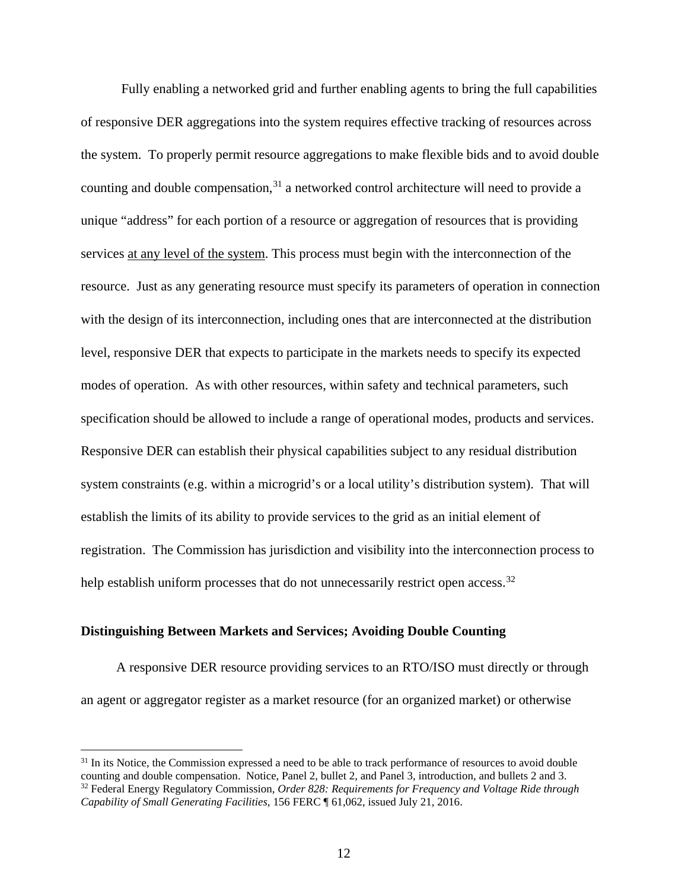Fully enabling a networked grid and further enabling agents to bring the full capabilities of responsive DER aggregations into the system requires effective tracking of resources across the system. To properly permit resource aggregations to make flexible bids and to avoid double counting and double compensation,[31] a networked control architecture will need to provide a unique "address" for each portion of a resource or aggregation of resources that is providing services <u>at any level of the system</u>. This process must begin with the interconnection of the resource. Just as any generating resource must specify its parameters of operation in connection with the design of its interconnection, including ones that are interconnected at the distribution level, responsive DER that expects to participate in the markets needs to specify its expected modes of operation. As with other resources, within safety and technical parameters, such specification should be allowed to include a range of operational modes, products and services. Responsive DER can establish their physical capabilities subject to any residual distribution system constraints (e.g. within a microgrid's or a local utility's distribution system). That will establish the limits of its ability to provide services to the grid as an initial element of registration. The Commission has jurisdiction and visibility into the interconnection process to help establish uniform processes that do not unnecessarily restrict open access.[32]

**Distinguishing Between Markets and Services; Avoiding Double Counting**

A responsive DER resource providing services to an RTO/ISO must directly or through an agent or aggregator register as a market resource (for an organized market) or otherwise

---

[31] In its Notice, the Commission expressed a need to be able to track performance of resources to avoid double counting and double compensation. Notice, Panel 2, bullet 2, and Panel 3, introduction, and bullets 2 and 3.

[32] Federal Energy Regulatory Commission, *Order 828: Requirements for Frequency and Voltage Ride through Capability of Small Generating Facilities*, 156 FERC ¶ 61,062, issued July 21, 2016.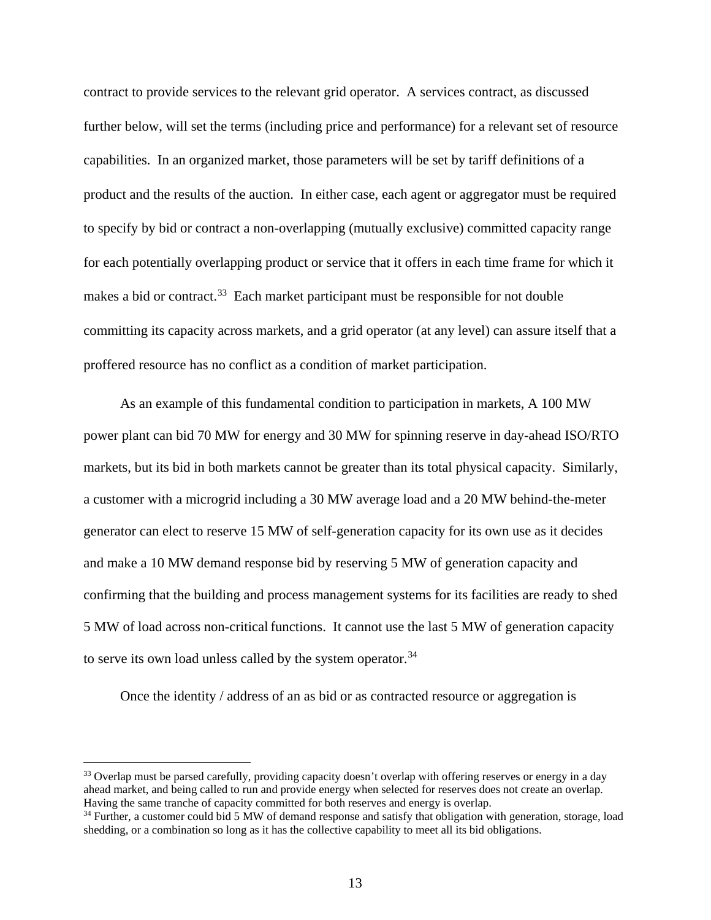contract to provide services to the relevant grid operator. A services contract, as discussed further below, will set the terms (including price and performance) for a relevant set of resource capabilities. In an organized market, those parameters will be set by tariff definitions of a product and the results of the auction. In either case, each agent or aggregator must be required to specify by bid or contract a non-overlapping (mutually exclusive) committed capacity range for each potentially overlapping product or service that it offers in each time frame for which it makes a bid or contract.[33] Each market participant must be responsible for not double committing its capacity across markets, and a grid operator (at any level) can assure itself that a proffered resource has no conflict as a condition of market participation.

As an example of this fundamental condition to participation in markets, A 100 MW power plant can bid 70 MW for energy and 30 MW for spinning reserve in day-ahead ISO/RTO markets, but its bid in both markets cannot be greater than its total physical capacity. Similarly, a customer with a microgrid including a 30 MW average load and a 20 MW behind-the-meter generator can elect to reserve 15 MW of self-generation capacity for its own use as it decides and make a 10 MW demand response bid by reserving 5 MW of generation capacity and confirming that the building and process management systems for its facilities are ready to shed 5 MW of load across non-critical functions. It cannot use the last 5 MW of generation capacity to serve its own load unless called by the system operator.[34]

Once the identity / address of an as bid or as contracted resource or aggregation is

---

[33] Overlap must be parsed carefully, providing capacity doesn't overlap with offering reserves or energy in a day ahead market, and being called to run and provide energy when selected for reserves does not create an overlap. Having the same tranche of capacity committed for both reserves and energy is overlap.

[34] Further, a customer could bid 5 MW of demand response and satisfy that obligation with generation, storage, load shedding, or a combination so long as it has the collective capability to meet all its bid obligations.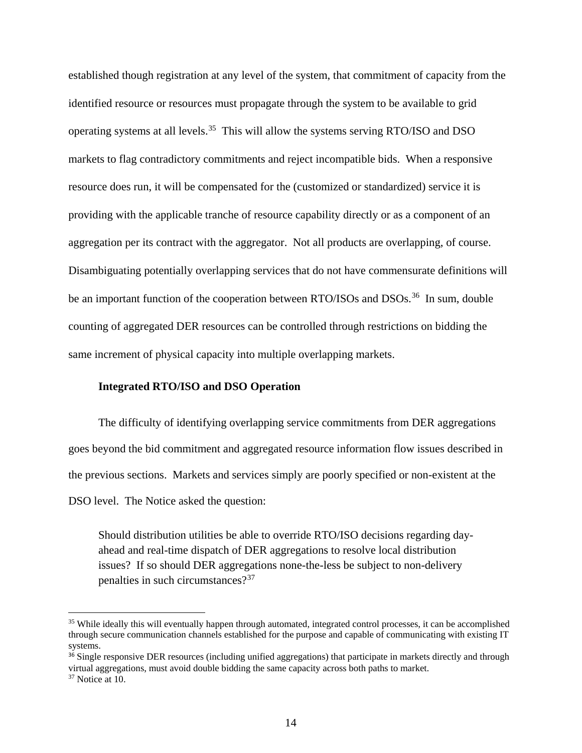established though registration at any level of the system, that commitment of capacity from the identified resource or resources must propagate through the system to be available to grid operating systems at all levels.[35] This will allow the systems serving RTO/ISO and DSO markets to flag contradictory commitments and reject incompatible bids. When a responsive resource does run, it will be compensated for the (customized or standardized) service it is providing with the applicable tranche of resource capability directly or as a component of an aggregation per its contract with the aggregator. Not all products are overlapping, of course. Disambiguating potentially overlapping services that do not have commensurate definitions will be an important function of the cooperation between RTO/ISOs and DSOs.[36] In sum, double counting of aggregated DER resources can be controlled through restrictions on bidding the same increment of physical capacity into multiple overlapping markets.

**Integrated RTO/ISO and DSO Operation**

The difficulty of identifying overlapping service commitments from DER aggregations goes beyond the bid commitment and aggregated resource information flow issues described in the previous sections. Markets and services simply are poorly specified or non-existent at the DSO level. The Notice asked the question:

> Should distribution utilities be able to override RTO/ISO decisions regarding day-ahead and real-time dispatch of DER aggregations to resolve local distribution issues? If so should DER aggregations none-the-less be subject to non-delivery penalties in such circumstances?[37]

---

[35] While ideally this will eventually happen through automated, integrated control processes, it can be accomplished through secure communication channels established for the purpose and capable of communicating with existing IT systems.

[36] Single responsive DER resources (including unified aggregations) that participate in markets directly and through virtual aggregations, must avoid double bidding the same capacity across both paths to market.

[37] Notice at 10.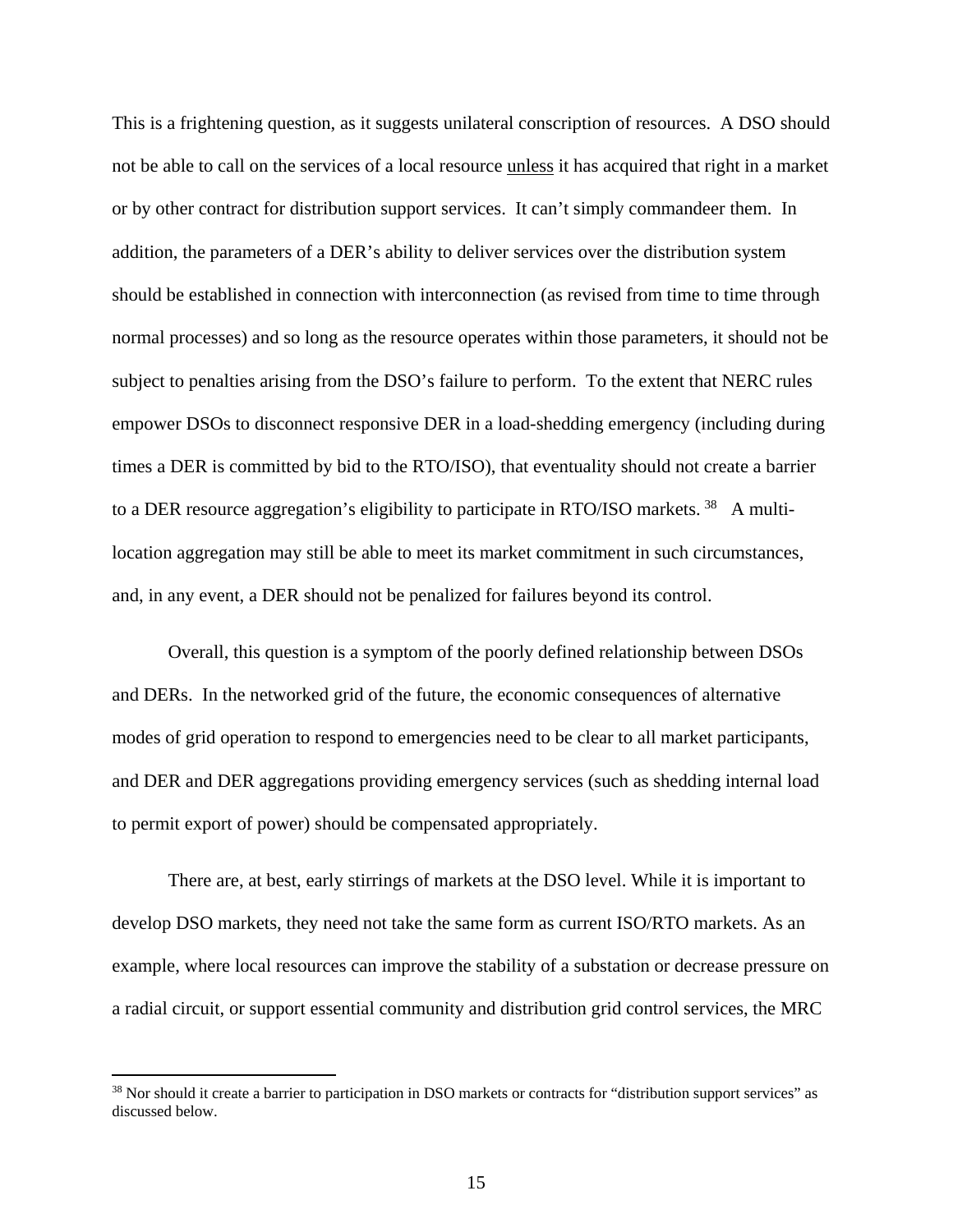This is a frightening question, as it suggests unilateral conscription of resources. A DSO should not be able to call on the services of a local resource <u>unless</u> it has acquired that right in a market or by other contract for distribution support services. It can't simply commandeer them. In addition, the parameters of a DER's ability to deliver services over the distribution system should be established in connection with interconnection (as revised from time to time through normal processes) and so long as the resource operates within those parameters, it should not be subject to penalties arising from the DSO's failure to perform. To the extent that NERC rules empower DSOs to disconnect responsive DER in a load-shedding emergency (including during times a DER is committed by bid to the RTO/ISO), that eventuality should not create a barrier to a DER resource aggregation's eligibility to participate in RTO/ISO markets.[38] A multi-location aggregation may still be able to meet its market commitment in such circumstances, and, in any event, a DER should not be penalized for failures beyond its control.

Overall, this question is a symptom of the poorly defined relationship between DSOs and DERs. In the networked grid of the future, the economic consequences of alternative modes of grid operation to respond to emergencies need to be clear to all market participants, and DER and DER aggregations providing emergency services (such as shedding internal load to permit export of power) should be compensated appropriately.

There are, at best, early stirrings of markets at the DSO level. While it is important to develop DSO markets, they need not take the same form as current ISO/RTO markets. As an example, where local resources can improve the stability of a substation or decrease pressure on a radial circuit, or support essential community and distribution grid control services, the MRC

---

[38] Nor should it create a barrier to participation in DSO markets or contracts for "distribution support services" as discussed below.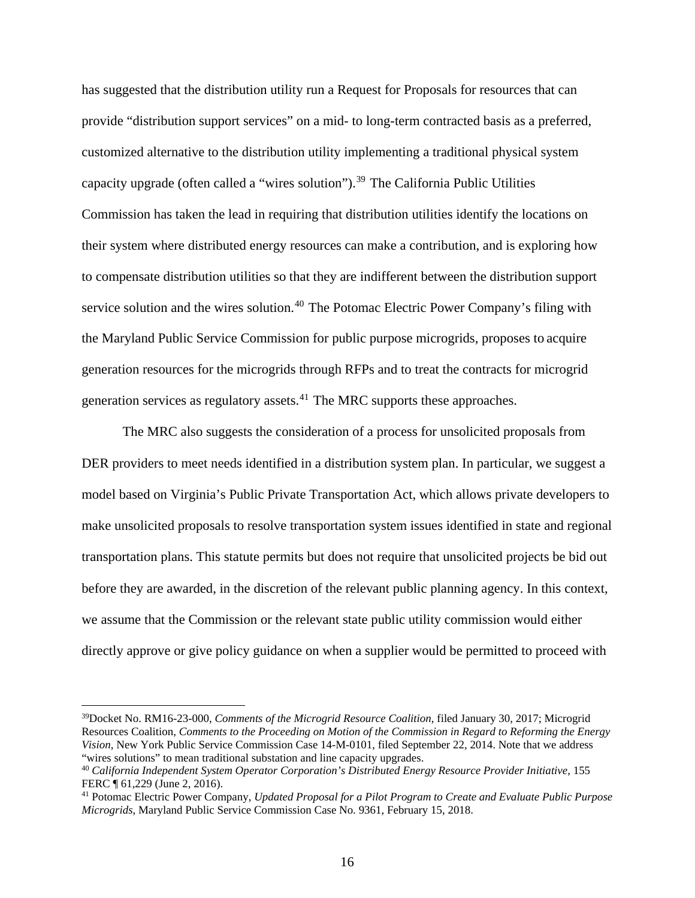has suggested that the distribution utility run a Request for Proposals for resources that can provide "distribution support services" on a mid- to long-term contracted basis as a preferred, customized alternative to the distribution utility implementing a traditional physical system capacity upgrade (often called a "wires solution").[39] The California Public Utilities Commission has taken the lead in requiring that distribution utilities identify the locations on their system where distributed energy resources can make a contribution, and is exploring how to compensate distribution utilities so that they are indifferent between the distribution support service solution and the wires solution.[40] The Potomac Electric Power Company's filing with the Maryland Public Service Commission for public purpose microgrids, proposes to acquire generation resources for the microgrids through RFPs and to treat the contracts for microgrid generation services as regulatory assets.[41] The MRC supports these approaches.

The MRC also suggests the consideration of a process for unsolicited proposals from DER providers to meet needs identified in a distribution system plan. In particular, we suggest a model based on Virginia's Public Private Transportation Act, which allows private developers to make unsolicited proposals to resolve transportation system issues identified in state and regional transportation plans. This statute permits but does not require that unsolicited projects be bid out before they are awarded, in the discretion of the relevant public planning agency. In this context, we assume that the Commission or the relevant state public utility commission would either directly approve or give policy guidance on when a supplier would be permitted to proceed with

---

[39]Docket No. RM16-23-000, *Comments of the Microgrid Resource Coalition*, filed January 30, 2017; Microgrid Resources Coalition, *Comments to the Proceeding on Motion of the Commission in Regard to Reforming the Energy Vision*, New York Public Service Commission Case 14-M-0101, filed September 22, 2014. Note that we address "wires solutions" to mean traditional substation and line capacity upgrades.

[40] *California Independent System Operator Corporation's Distributed Energy Resource Provider Initiative*, 155 FERC ¶ 61,229 (June 2, 2016).

[41] Potomac Electric Power Company, *Updated Proposal for a Pilot Program to Create and Evaluate Public Purpose Microgrids*, Maryland Public Service Commission Case No. 9361, February 15, 2018.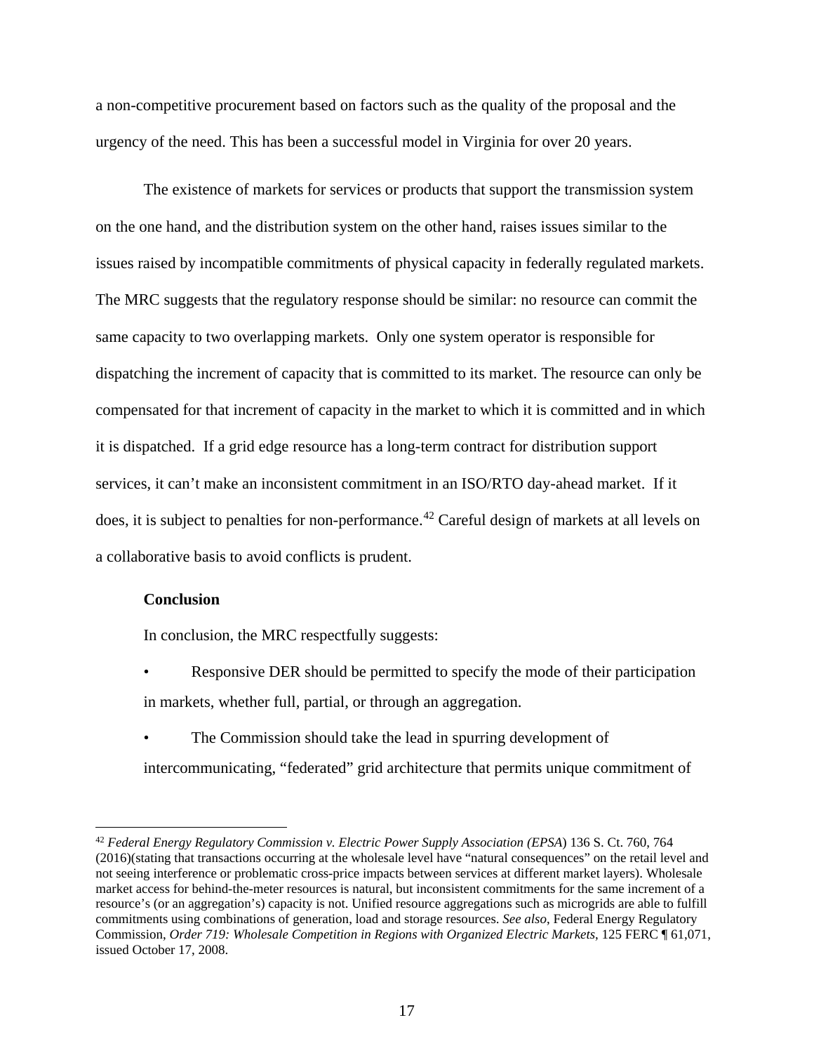a non-competitive procurement based on factors such as the quality of the proposal and the urgency of the need. This has been a successful model in Virginia for over 20 years.

The existence of markets for services or products that support the transmission system on the one hand, and the distribution system on the other hand, raises issues similar to the issues raised by incompatible commitments of physical capacity in federally regulated markets. The MRC suggests that the regulatory response should be similar: no resource can commit the same capacity to two overlapping markets. Only one system operator is responsible for dispatching the increment of capacity that is committed to its market. The resource can only be compensated for that increment of capacity in the market to which it is committed and in which it is dispatched. If a grid edge resource has a long-term contract for distribution support services, it can't make an inconsistent commitment in an ISO/RTO day-ahead market. If it does, it is subject to penalties for non-performance.[42] Careful design of markets at all levels on a collaborative basis to avoid conflicts is prudent.

**Conclusion**

In conclusion, the MRC respectfully suggests:

- Responsive DER should be permitted to specify the mode of their participation in markets, whether full, partial, or through an aggregation.
- The Commission should take the lead in spurring development of intercommunicating, "federated" grid architecture that permits unique commitment of

[42] *Federal Energy Regulatory Commission v. Electric Power Supply Association (EPSA*) 136 S. Ct. 760, 764 (2016)(stating that transactions occurring at the wholesale level have "natural consequences" on the retail level and not seeing interference or problematic cross-price impacts between services at different market layers). Wholesale market access for behind-the-meter resources is natural, but inconsistent commitments for the same increment of a resource's (or an aggregation's) capacity is not. Unified resource aggregations such as microgrids are able to fulfill commitments using combinations of generation, load and storage resources. *See also*, Federal Energy Regulatory Commission, *Order 719: Wholesale Competition in Regions with Organized Electric Markets*, 125 FERC ¶ 61,071, issued October 17, 2008.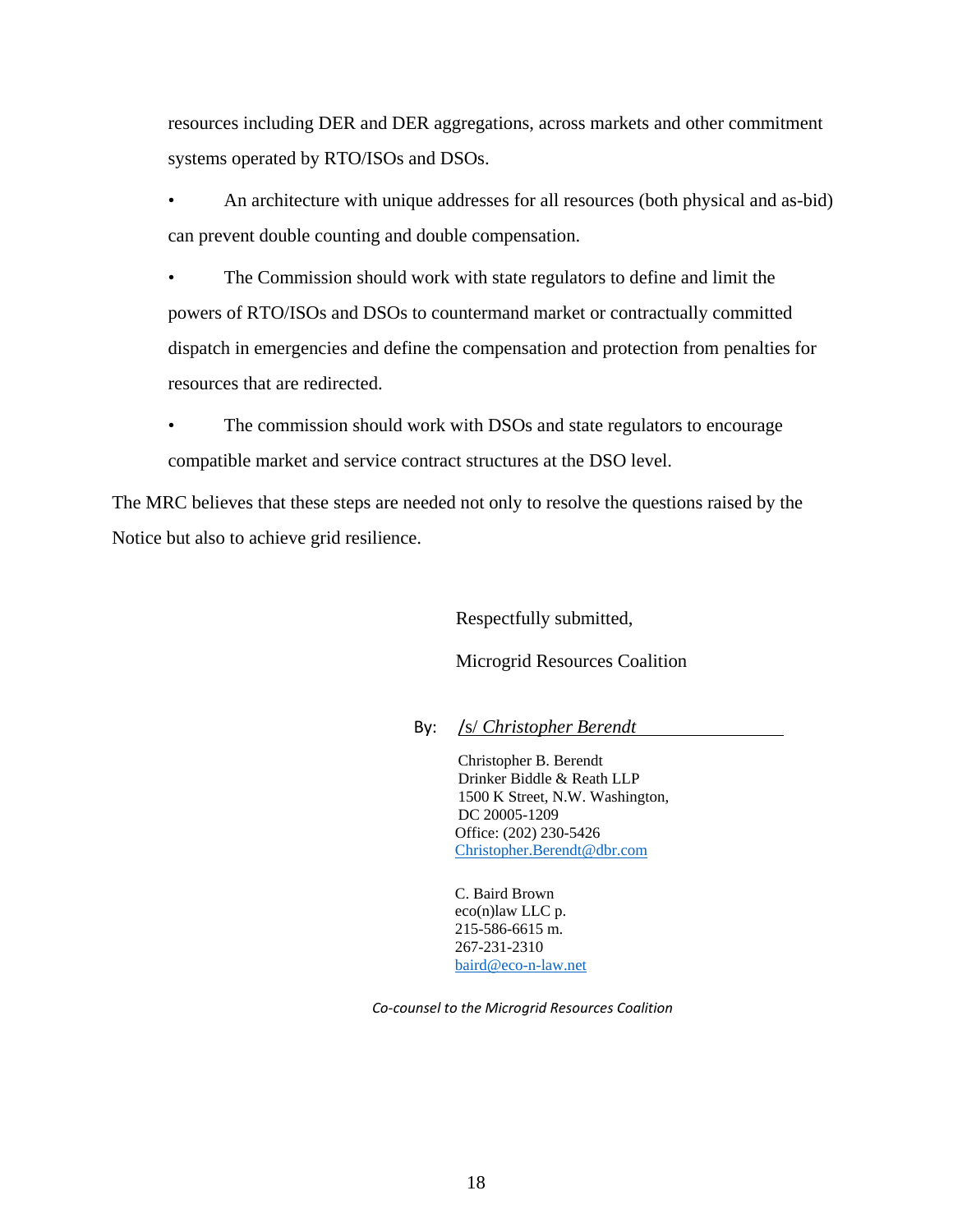resources including DER and DER aggregations, across markets and other commitment systems operated by RTO/ISOs and DSOs.

- An architecture with unique addresses for all resources (both physical and as-bid) can prevent double counting and double compensation.
- The Commission should work with state regulators to define and limit the powers of RTO/ISOs and DSOs to countermand market or contractually committed dispatch in emergencies and define the compensation and protection from penalties for resources that are redirected.
- The commission should work with DSOs and state regulators to encourage compatible market and service contract structures at the DSO level.

The MRC believes that these steps are needed not only to resolve the questions raised by the Notice but also to achieve grid resilience.

Respectfully submitted,

Microgrid Resources Coalition

By: /s/ *Christopher Berendt*

Christopher B. Berendt
Drinker Biddle & Reath LLP
1500 K Street, N.W. Washington, DC 20005-1209
Office: (202) 230-5426
Christopher.Berendt@dbr.com

C. Baird Brown
eco(n)law LLC p.
215-586-6615 m.
267-231-2310
baird@eco-n-law.net

*Co-counsel to the Microgrid Resources Coalition*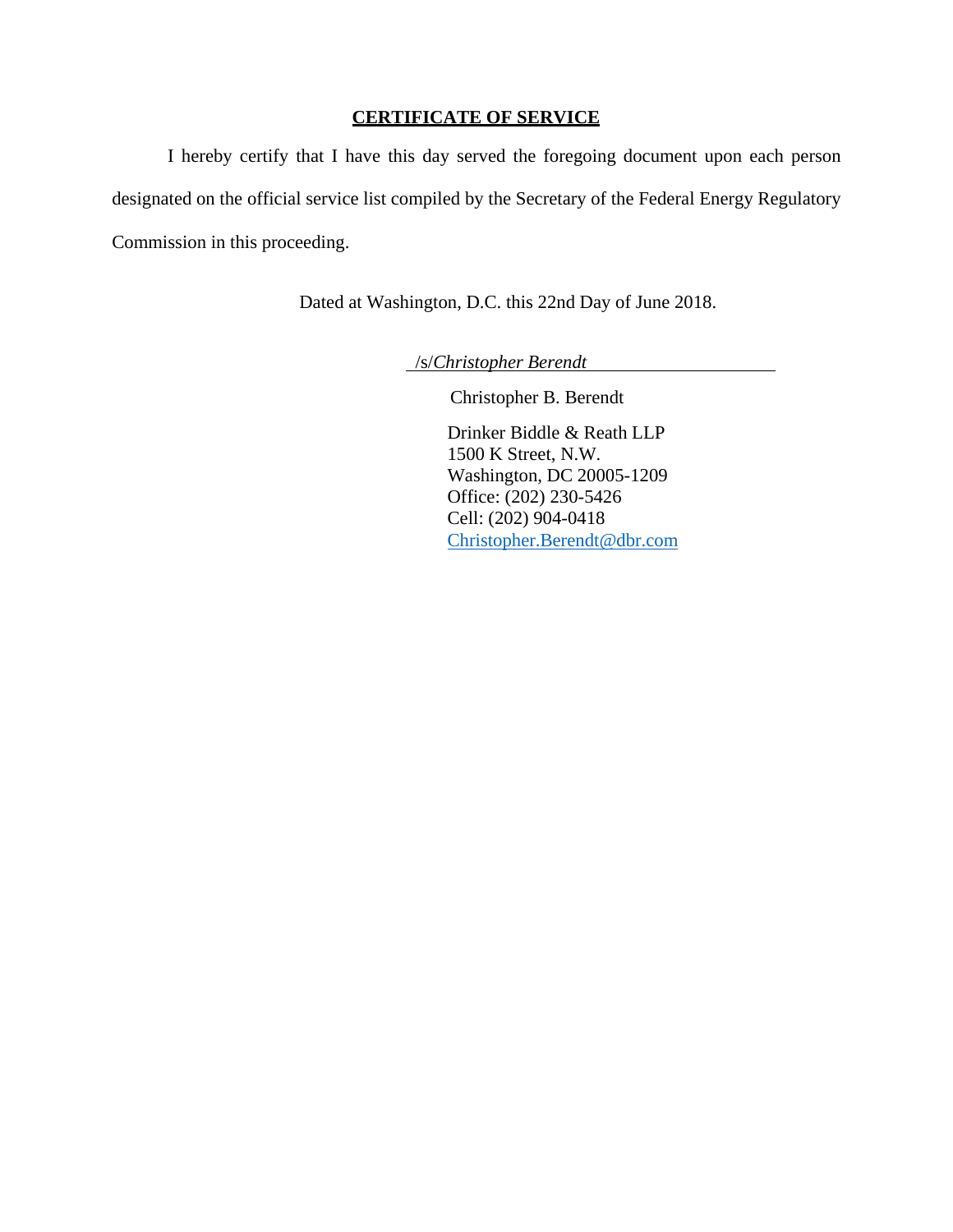## CERTIFICATE OF SERVICE

I hereby certify that I have this day served the foregoing document upon each person designated on the official service list compiled by the Secretary of the Federal Energy Regulatory Commission in this proceeding.

Dated at Washington, D.C. this 22nd Day of June 2018.

/s/*Christopher Berendt*

Christopher B. Berendt

Drinker Biddle & Reath LLP
1500 K Street, N.W.
Washington, DC 20005-1209
Office: (202) 230-5426
Cell: (202) 904-0418
Christopher.Berendt@dbr.com